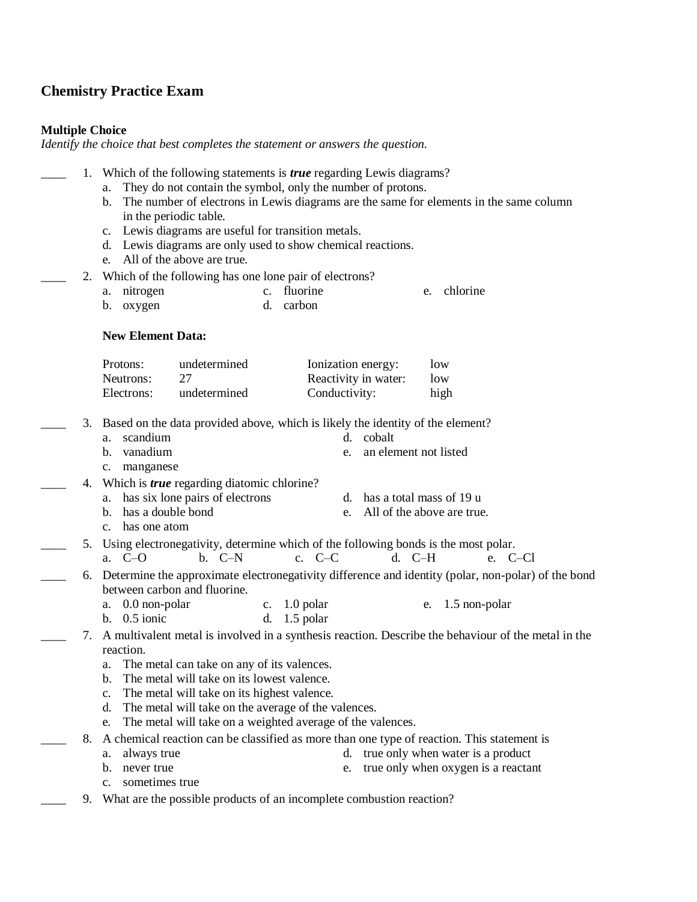# Chemistry Practice Exam

## Multiple Choice

*Identify the choice that best completes the statement or answers the question.*

____ 1. Which of the following statements is ***true*** regarding Lewis diagrams?

a. They do not contain the symbol, only the number of protons.
b. The number of electrons in Lewis diagrams are the same for elements in the same column in the periodic table.
c. Lewis diagrams are useful for transition metals.
d. Lewis diagrams are only used to show chemical reactions.
e. All of the above are true.

____ 2. Which of the following has one lone pair of electrons?

a. nitrogen
b. oxygen
c. fluorine
d. carbon
e. chlorine

**New Element Data:**

| | | | |
|---|---|---|---|
| Protons: | undetermined | Ionization energy: | low |
| Neutrons: | 27 | Reactivity in water: | low |
| Electrons: | undetermined | Conductivity: | high |

____ 3. Based on the data provided above, which is likely the identity of the element?

a. scandium
b. vanadium
c. manganese
d. cobalt
e. an element not listed

____ 4. Which is ***true*** regarding diatomic chlorine?

a. has six lone pairs of electrons
b. has a double bond
c. has one atom
d. has a total mass of 19 u
e. All of the above are true.

____ 5. Using electronegativity, determine which of the following bonds is the most polar.

a. C–O
b. C–N
c. C–C
d. C–H
e. C–Cl

____ 6. Determine the approximate electronegativity difference and identity (polar, non-polar) of the bond between carbon and fluorine.

a. 0.0 non-polar
b. 0.5 ionic
c. 1.0 polar
d. 1.5 polar
e. 1.5 non-polar

____ 7. A multivalent metal is involved in a synthesis reaction. Describe the behaviour of the metal in the reaction.

a. The metal can take on any of its valences.
b. The metal will take on its lowest valence.
c. The metal will take on its highest valence.
d. The metal will take on the average of the valences.
e. The metal will take on a weighted average of the valences.

____ 8. A chemical reaction can be classified as more than one type of reaction. This statement is

a. always true
b. never true
c. sometimes true
d. true only when water is a product
e. true only when oxygen is a reactant

____ 9. What are the possible products of an incomplete combustion reaction?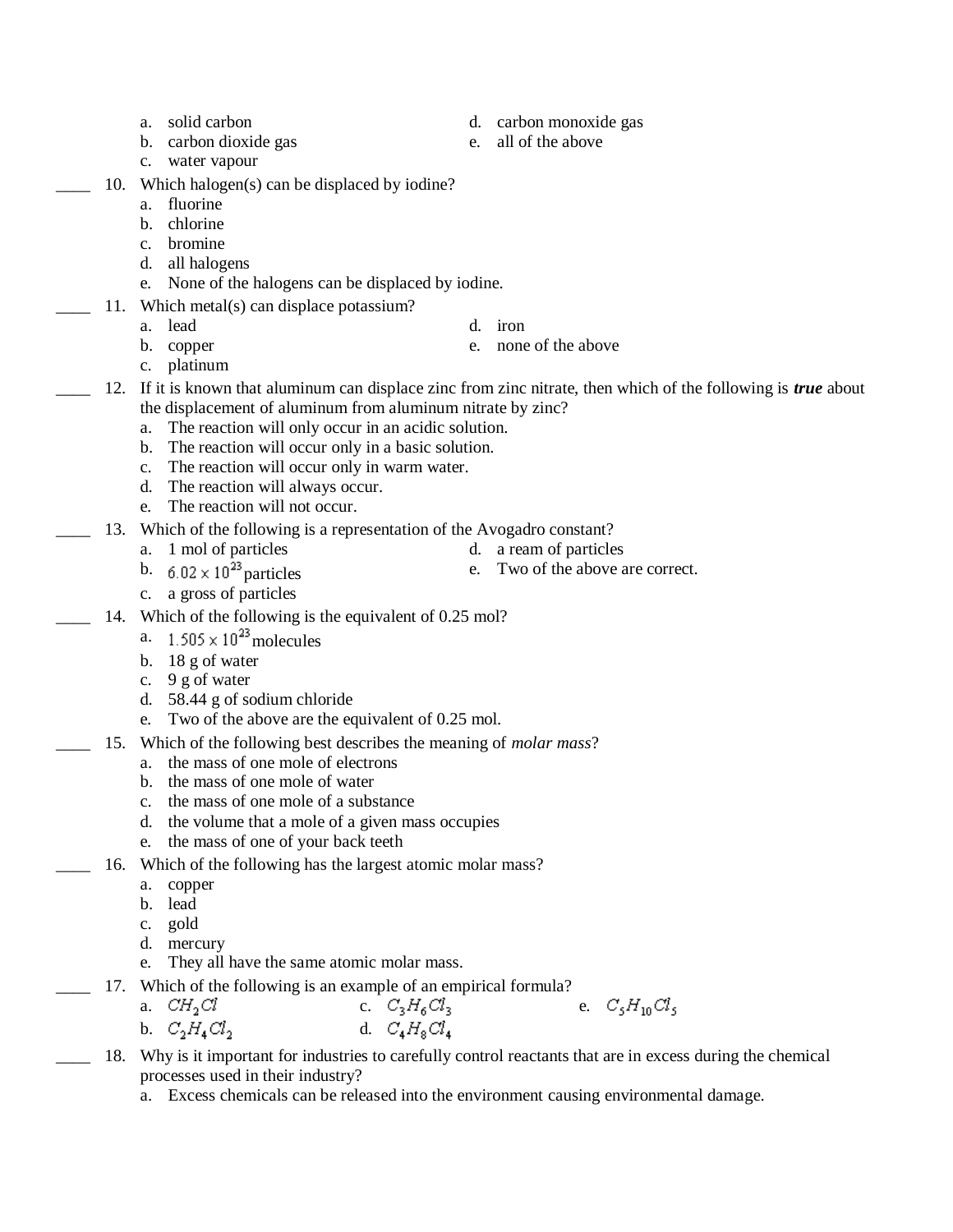a. solid carbon
b. carbon dioxide gas
c. water vapour
d. carbon monoxide gas
e. all of the above

____ 10. Which halogen(s) can be displaced by iodine?

a. fluorine
b. chlorine
c. bromine
d. all halogens
e. None of the halogens can be displaced by iodine.

____ 11. Which metal(s) can displace potassium?

a. lead
b. copper
c. platinum
d. iron
e. none of the above

____ 12. If it is known that aluminum can displace zinc from zinc nitrate, then which of the following is ***true*** about the displacement of aluminum from aluminum nitrate by zinc?

a. The reaction will only occur in an acidic solution.
b. The reaction will occur only in a basic solution.
c. The reaction will occur only in warm water.
d. The reaction will always occur.
e. The reaction will not occur.

____ 13. Which of the following is a representation of the Avogadro constant?

a. 1 mol of particles
b. $6.02 \times 10^{23}$ particles
c. a gross of particles
d. a ream of particles
e. Two of the above are correct.

____ 14. Which of the following is the equivalent of 0.25 mol?

a. $1.505 \times 10^{23}$ molecules
b. 18 g of water
c. 9 g of water
d. 58.44 g of sodium chloride
e. Two of the above are the equivalent of 0.25 mol.

____ 15. Which of the following best describes the meaning of *molar mass*?

a. the mass of one mole of electrons
b. the mass of one mole of water
c. the mass of one mole of a substance
d. the volume that a mole of a given mass occupies
e. the mass of one of your back teeth

____ 16. Which of the following has the largest atomic molar mass?

a. copper
b. lead
c. gold
d. mercury
e. They all have the same atomic molar mass.

____ 17. Which of the following is an example of an empirical formula?

a. $CH_2Cl$
b. $C_2H_4Cl_2$
c. $C_3H_6Cl_3$
d. $C_4H_8Cl_4$
e. $C_5H_{10}Cl_5$

____ 18. Why is it important for industries to carefully control reactants that are in excess during the chemical processes used in their industry?

a. Excess chemicals can be released into the environment causing environmental damage.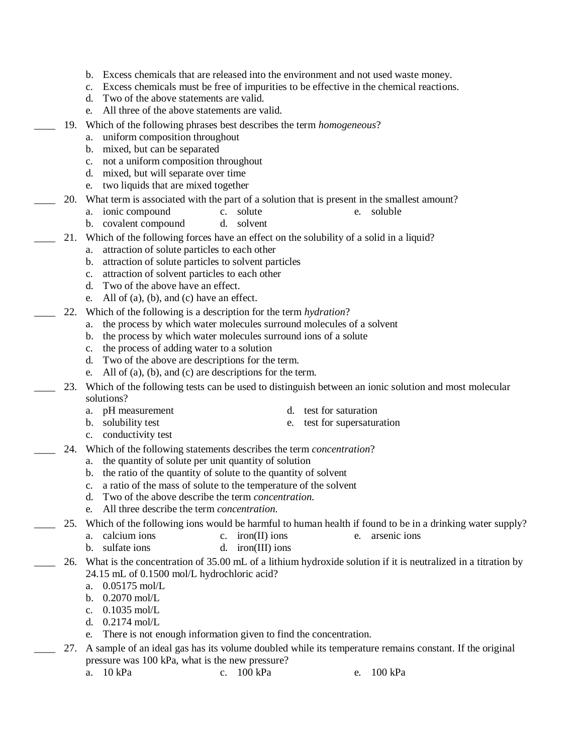b. Excess chemicals that are released into the environment and not used waste money.
c. Excess chemicals must be free of impurities to be effective in the chemical reactions.
d. Two of the above statements are valid.
e. All three of the above statements are valid.

____ 19. Which of the following phrases best describes the term *homogeneous*?
a. uniform composition throughout
b. mixed, but can be separated
c. not a uniform composition throughout
d. mixed, but will separate over time
e. two liquids that are mixed together

____ 20. What term is associated with the part of a solution that is present in the smallest amount?
a. ionic compound
b. covalent compound
c. solute
d. solvent
e. soluble

____ 21. Which of the following forces have an effect on the solubility of a solid in a liquid?
a. attraction of solute particles to each other
b. attraction of solute particles to solvent particles
c. attraction of solvent particles to each other
d. Two of the above have an effect.
e. All of (a), (b), and (c) have an effect.

____ 22. Which of the following is a description for the term *hydration*?
a. the process by which water molecules surround molecules of a solvent
b. the process by which water molecules surround ions of a solute
c. the process of adding water to a solution
d. Two of the above are descriptions for the term.
e. All of (a), (b), and (c) are descriptions for the term.

____ 23. Which of the following tests can be used to distinguish between an ionic solution and most molecular solutions?
a. pH measurement
b. solubility test
c. conductivity test
d. test for saturation
e. test for supersaturation

____ 24. Which of the following statements describes the term *concentration*?
a. the quantity of solute per unit quantity of solution
b. the ratio of the quantity of solute to the quantity of solvent
c. a ratio of the mass of solute to the temperature of the solvent
d. Two of the above describe the term *concentration.*
e. All three describe the term *concentration.*

____ 25. Which of the following ions would be harmful to human health if found to be in a drinking water supply?
a. calcium ions
b. sulfate ions
c. iron(II) ions
d. iron(III) ions
e. arsenic ions

____ 26. What is the concentration of 35.00 mL of a lithium hydroxide solution if it is neutralized in a titration by 24.15 mL of 0.1500 mol/L hydrochloric acid?
a. 0.05175 mol/L
b. 0.2070 mol/L
c. 0.1035 mol/L
d. 0.2174 mol/L
e. There is not enough information given to find the concentration.

____ 27. A sample of an ideal gas has its volume doubled while its temperature remains constant. If the original pressure was 100 kPa, what is the new pressure?
a. 10 kPa
c. 100 kPa
e. 100 kPa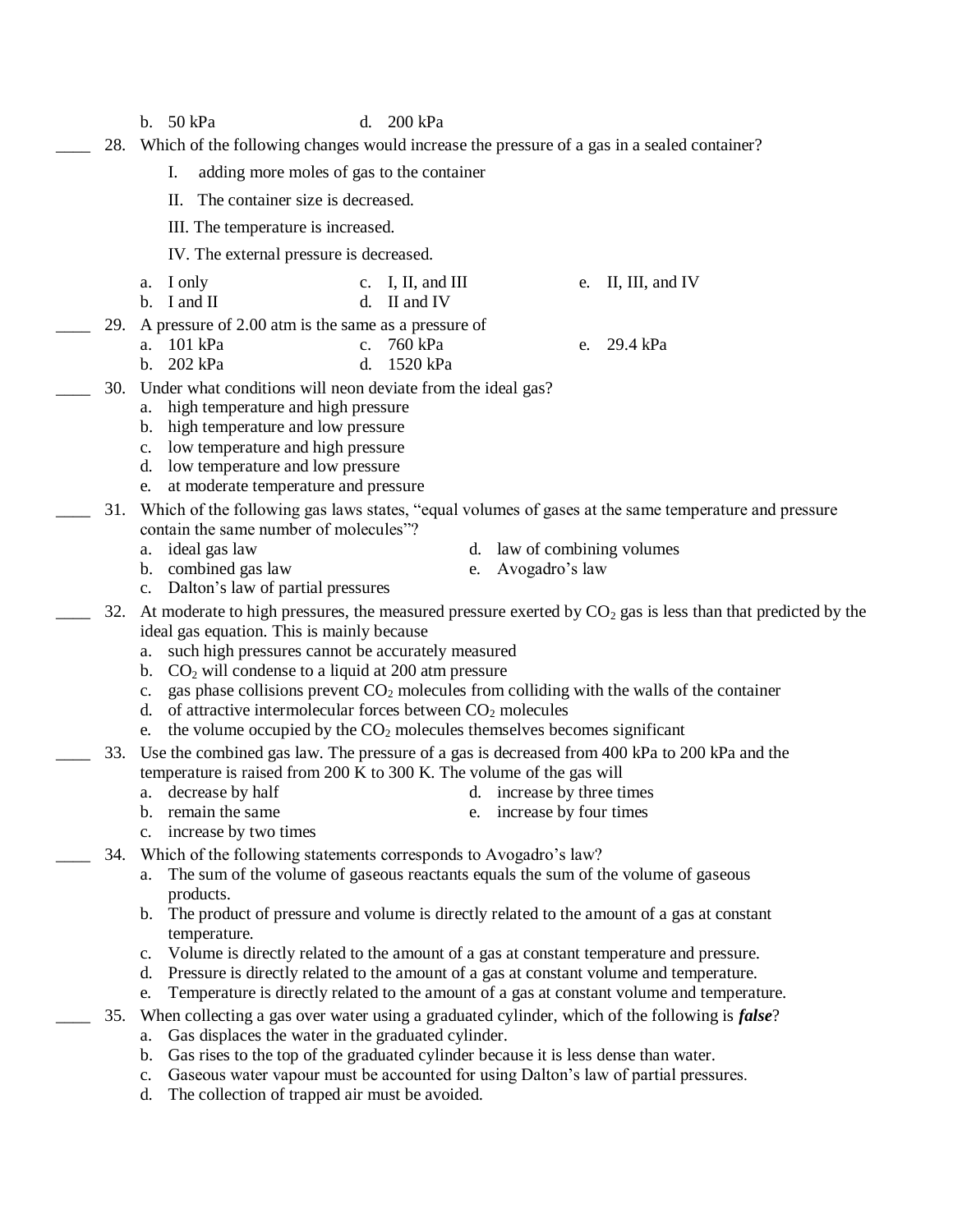b. 50 kPa

d. 200 kPa

____ 28. Which of the following changes would increase the pressure of a gas in a sealed container?

I. adding more moles of gas to the container

II. The container size is decreased.

III. The temperature is increased.

IV. The external pressure is decreased.

a. I only
b. I and II
c. I, II, and III
d. II and IV
e. II, III, and IV

____ 29. A pressure of 2.00 atm is the same as a pressure of

a. 101 kPa
b. 202 kPa
c. 760 kPa
d. 1520 kPa
e. 29.4 kPa

____ 30. Under what conditions will neon deviate from the ideal gas?

a. high temperature and high pressure
b. high temperature and low pressure
c. low temperature and high pressure
d. low temperature and low pressure
e. at moderate temperature and pressure

____ 31. Which of the following gas laws states, "equal volumes of gases at the same temperature and pressure contain the same number of molecules"?

a. ideal gas law
b. combined gas law
c. Dalton's law of partial pressures
d. law of combining volumes
e. Avogadro's law

____ 32. At moderate to high pressures, the measured pressure exerted by $CO_2$ gas is less than that predicted by the ideal gas equation. This is mainly because

a. such high pressures cannot be accurately measured
b. $CO_2$ will condense to a liquid at 200 atm pressure
c. gas phase collisions prevent $CO_2$ molecules from colliding with the walls of the container
d. of attractive intermolecular forces between $CO_2$ molecules
e. the volume occupied by the $CO_2$ molecules themselves becomes significant

____ 33. Use the combined gas law. The pressure of a gas is decreased from 400 kPa to 200 kPa and the temperature is raised from 200 K to 300 K. The volume of the gas will

a. decrease by half
b. remain the same
c. increase by two times
d. increase by three times
e. increase by four times

____ 34. Which of the following statements corresponds to Avogadro's law?

a. The sum of the volume of gaseous reactants equals the sum of the volume of gaseous products.
b. The product of pressure and volume is directly related to the amount of a gas at constant temperature.
c. Volume is directly related to the amount of a gas at constant temperature and pressure.
d. Pressure is directly related to the amount of a gas at constant volume and temperature.
e. Temperature is directly related to the amount of a gas at constant volume and temperature.

____ 35. When collecting a gas over water using a graduated cylinder, which of the following is ***false***?

a. Gas displaces the water in the graduated cylinder.
b. Gas rises to the top of the graduated cylinder because it is less dense than water.
c. Gaseous water vapour must be accounted for using Dalton's law of partial pressures.
d. The collection of trapped air must be avoided.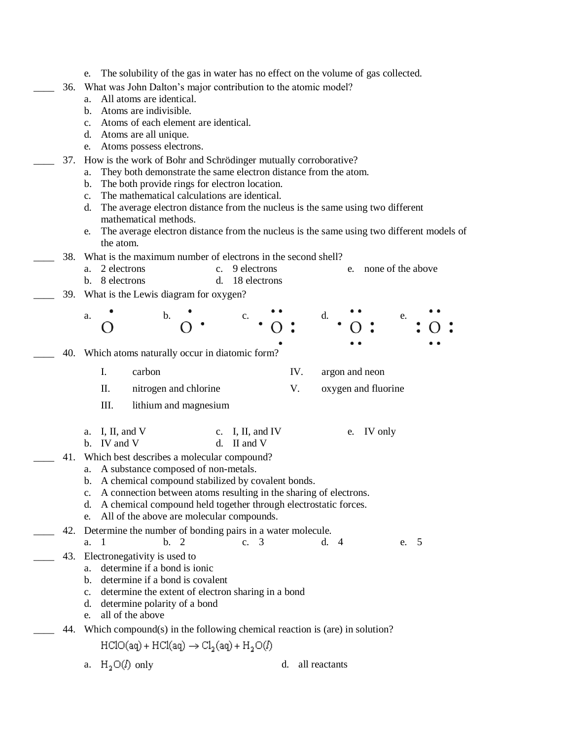e. The solubility of the gas in water has no effect on the volume of gas collected.

____ 36. What was John Dalton's major contribution to the atomic model?

a. All atoms are identical.
b. Atoms are indivisible.
c. Atoms of each element are identical.
d. Atoms are all unique.
e. Atoms possess electrons.

____ 37. How is the work of Bohr and Schrödinger mutually corroborative?

a. They both demonstrate the same electron distance from the atom.
b. The both provide rings for electron location.
c. The mathematical calculations are identical.
d. The average electron distance from the nucleus is the same using two different mathematical methods.
e. The average electron distance from the nucleus is the same using two different models of the atom.

____ 38. What is the maximum number of electrons in the second shell?

a. 2 electrons
b. 8 electrons
c. 9 electrons
d. 18 electrons
e. none of the above

____ 39. What is the Lewis diagram for oxygen?

a. O with one dot above
b. O with one dot above and one dot to the right
c. O with two dots above, one dot left, two dots right, one dot below
d. O with two dots above, one dot left, two dots right, two dots below
e. O with two dots above, two dots left, two dots right, two dots below

____ 40. Which atoms naturally occur in diatomic form?

| | | | |
|---|---|---|---|
| I. | carbon | IV. | argon and neon |
| II. | nitrogen and chlorine | V. | oxygen and fluorine |
| III. | lithium and magnesium | | |

a. I, II, and V
b. IV and V
c. I, II, and IV
d. II and V
e. IV only

____ 41. Which best describes a molecular compound?

a. A substance composed of non-metals.
b. A chemical compound stabilized by covalent bonds.
c. A connection between atoms resulting in the sharing of electrons.
d. A chemical compound held together through electrostatic forces.
e. All of the above are molecular compounds.

____ 42. Determine the number of bonding pairs in a water molecule.

a. 1
b. 2
c. 3
d. 4
e. 5

____ 43. Electronegativity is used to

a. determine if a bond is ionic
b. determine if a bond is covalent
c. determine the extent of electron sharing in a bond
d. determine polarity of a bond
e. all of the above

____ 44. Which compound(s) in the following chemical reaction is (are) in solution?

$$HClO(aq) + HCl(aq) \rightarrow Cl_2(aq) + H_2O(l)$$

a. $H_2O(l)$ only
d. all reactants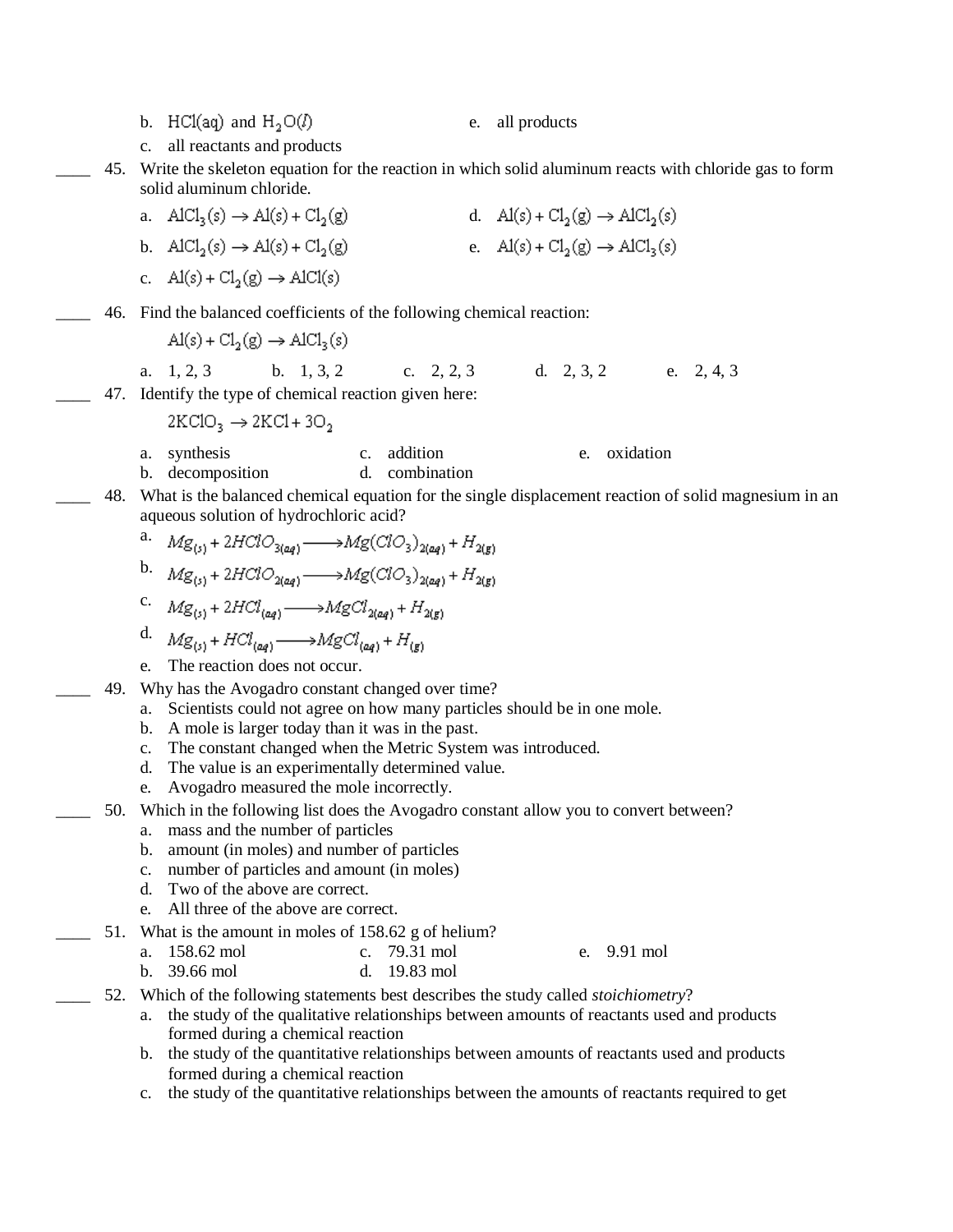b. $HCl(aq)$ and $H_2O(l)$

c. all reactants and products

e. all products

____ 45. Write the skeleton equation for the reaction in which solid aluminum reacts with chloride gas to form solid aluminum chloride.

a. $AlCl_3(s) \rightarrow Al(s) + Cl_2(g)$

b. $AlCl_2(s) \rightarrow Al(s) + Cl_2(g)$

c. $Al(s) + Cl_2(g) \rightarrow AlCl(s)$

d. $Al(s) + Cl_2(g) \rightarrow AlCl_2(s)$

e. $Al(s) + Cl_2(g) \rightarrow AlCl_3(s)$

____ 46. Find the balanced coefficients of the following chemical reaction:

$$Al(s) + Cl_2(g) \rightarrow AlCl_3(s)$$

a. 1, 2, 3 b. 1, 3, 2 c. 2, 2, 3 d. 2, 3, 2 e. 2, 4, 3

____ 47. Identify the type of chemical reaction given here:

$$2KClO_3 \rightarrow 2KCl + 3O_2$$

a. synthesis

b. decomposition

c. addition

d. combination

e. oxidation

____ 48. What is the balanced chemical equation for the single displacement reaction of solid magnesium in an aqueous solution of hydrochloric acid?

a. $Mg_{(s)} + 2HClO_{3(aq)} \longrightarrow Mg(ClO_3)_{2(aq)} + H_{2(g)}$

b. $Mg_{(s)} + 2HClO_{2(aq)} \longrightarrow Mg(ClO_3)_{2(aq)} + H_{2(g)}$

c. $Mg_{(s)} + 2HCl_{(aq)} \longrightarrow MgCl_{2(aq)} + H_{2(g)}$

d. $Mg_{(s)} + HCl_{(aq)} \longrightarrow MgCl_{(aq)} + H_{(g)}$

e. The reaction does not occur.

____ 49. Why has the Avogadro constant changed over time?

a. Scientists could not agree on how many particles should be in one mole.
b. A mole is larger today than it was in the past.
c. The constant changed when the Metric System was introduced.
d. The value is an experimentally determined value.
e. Avogadro measured the mole incorrectly.

____ 50. Which in the following list does the Avogadro constant allow you to convert between?

a. mass and the number of particles
b. amount (in moles) and number of particles
c. number of particles and amount (in moles)
d. Two of the above are correct.
e. All three of the above are correct.

____ 51. What is the amount in moles of 158.62 g of helium?

a. 158.62 mol

b. 39.66 mol

c. 79.31 mol

d. 19.83 mol

e. 9.91 mol

____ 52. Which of the following statements best describes the study called *stoichiometry*?

a. the study of the qualitative relationships between amounts of reactants used and products formed during a chemical reaction
b. the study of the quantitative relationships between amounts of reactants used and products formed during a chemical reaction
c. the study of the quantitative relationships between the amounts of reactants required to get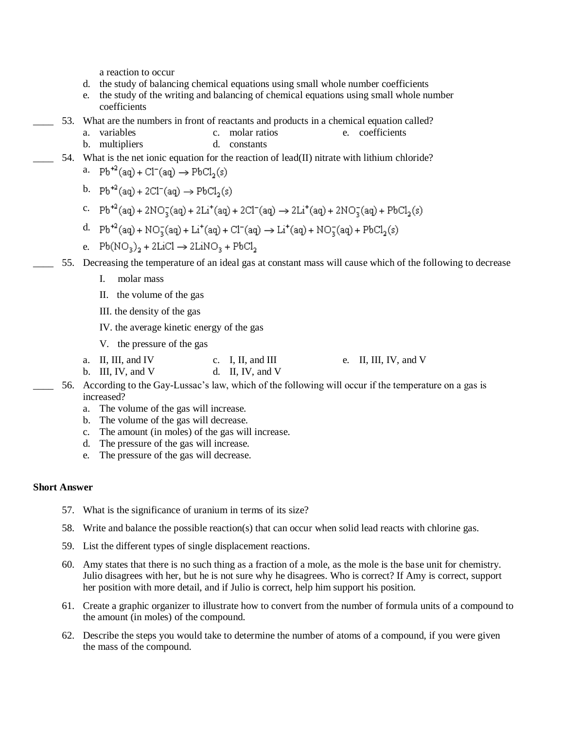a reaction to occur

d. the study of balancing chemical equations using small whole number coefficients
e. the study of the writing and balancing of chemical equations using small whole number coefficients

____ 53. What are the numbers in front of reactants and products in a chemical equation called?

a. variables
b. multipliers
c. molar ratios
d. constants
e. coefficients

____ 54. What is the net ionic equation for the reaction of lead(II) nitrate with lithium chloride?

a. $Pb^{+2}(aq) + Cl^{-}(aq) \rightarrow PbCl_2(s)$
b. $Pb^{+2}(aq) + 2Cl^{-}(aq) \rightarrow PbCl_2(s)$
c. $Pb^{+2}(aq) + 2NO_3^{-}(aq) + 2Li^{+}(aq) + 2Cl^{-}(aq) \rightarrow 2Li^{+}(aq) + 2NO_3^{-}(aq) + PbCl_2(s)$
d. $Pb^{+2}(aq) + NO_3^{-}(aq) + Li^{+}(aq) + Cl^{-}(aq) \rightarrow Li^{+}(aq) + NO_3^{-}(aq) + PbCl_2(s)$
e. $Pb(NO_3)_2 + 2LiCl \rightarrow 2LiNO_3 + PbCl_2$

____ 55. Decreasing the temperature of an ideal gas at constant mass will cause which of the following to decrease

I. molar mass
II. the volume of the gas
III. the density of the gas
IV. the average kinetic energy of the gas
V. the pressure of the gas

a. II, III, and IV
b. III, IV, and V
c. I, II, and III
d. II, IV, and V
e. II, III, IV, and V

____ 56. According to the Gay-Lussac's law, which of the following will occur if the temperature on a gas is increased?

a. The volume of the gas will increase.
b. The volume of the gas will decrease.
c. The amount (in moles) of the gas will increase.
d. The pressure of the gas will increase.
e. The pressure of the gas will decrease.

**Short Answer**

57. What is the significance of uranium in terms of its size?

58. Write and balance the possible reaction(s) that can occur when solid lead reacts with chlorine gas.

59. List the different types of single displacement reactions.

60. Amy states that there is no such thing as a fraction of a mole, as the mole is the base unit for chemistry. Julio disagrees with her, but he is not sure why he disagrees. Who is correct? If Amy is correct, support her position with more detail, and if Julio is correct, help him support his position.

61. Create a graphic organizer to illustrate how to convert from the number of formula units of a compound to the amount (in moles) of the compound.

62. Describe the steps you would take to determine the number of atoms of a compound, if you were given the mass of the compound.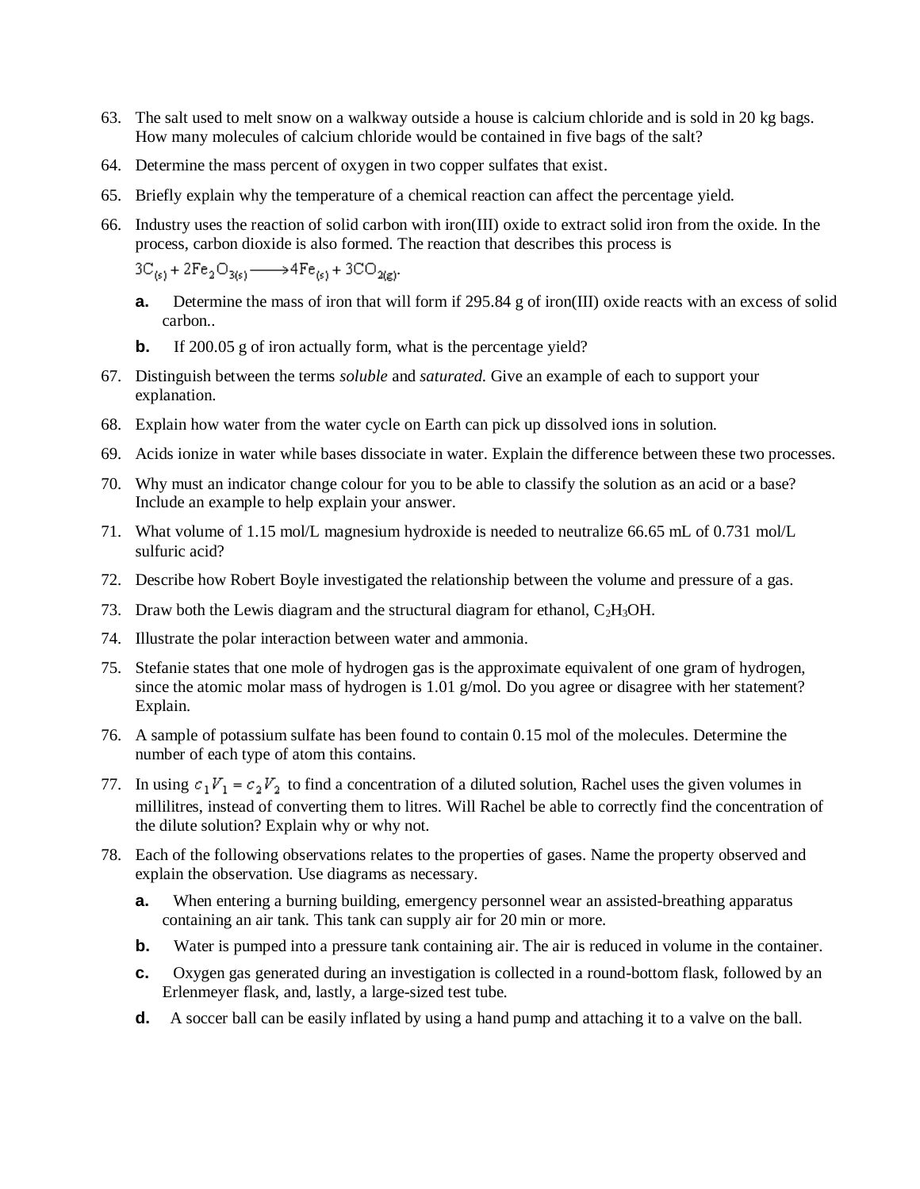63. The salt used to melt snow on a walkway outside a house is calcium chloride and is sold in 20 kg bags. How many molecules of calcium chloride would be contained in five bags of the salt?

64. Determine the mass percent of oxygen in two copper sulfates that exist.

65. Briefly explain why the temperature of a chemical reaction can affect the percentage yield.

66. Industry uses the reaction of solid carbon with iron(III) oxide to extract solid iron from the oxide. In the process, carbon dioxide is also formed. The reaction that describes this process is

    $3C_{(s)} + 2Fe_2O_{3(s)} \longrightarrow 4Fe_{(s)} + 3CO_{2(g)}$.

    **a.** Determine the mass of iron that will form if 295.84 g of iron(III) oxide reacts with an excess of solid carbon..

    **b.** If 200.05 g of iron actually form, what is the percentage yield?

67. Distinguish between the terms *soluble* and *saturated.* Give an example of each to support your explanation.

68. Explain how water from the water cycle on Earth can pick up dissolved ions in solution.

69. Acids ionize in water while bases dissociate in water. Explain the difference between these two processes.

70. Why must an indicator change colour for you to be able to classify the solution as an acid or a base? Include an example to help explain your answer.

71. What volume of 1.15 mol/L magnesium hydroxide is needed to neutralize 66.65 mL of 0.731 mol/L sulfuric acid?

72. Describe how Robert Boyle investigated the relationship between the volume and pressure of a gas.

73. Draw both the Lewis diagram and the structural diagram for ethanol, $C_2H_3OH$.

74. Illustrate the polar interaction between water and ammonia.

75. Stefanie states that one mole of hydrogen gas is the approximate equivalent of one gram of hydrogen, since the atomic molar mass of hydrogen is 1.01 g/mol. Do you agree or disagree with her statement? Explain.

76. A sample of potassium sulfate has been found to contain 0.15 mol of the molecules. Determine the number of each type of atom this contains.

77. In using $c_1V_1 = c_2V_2$ to find a concentration of a diluted solution, Rachel uses the given volumes in millilitres, instead of converting them to litres. Will Rachel be able to correctly find the concentration of the dilute solution? Explain why or why not.

78. Each of the following observations relates to the properties of gases. Name the property observed and explain the observation. Use diagrams as necessary.

    **a.** When entering a burning building, emergency personnel wear an assisted-breathing apparatus containing an air tank. This tank can supply air for 20 min or more.

    **b.** Water is pumped into a pressure tank containing air. The air is reduced in volume in the container.

    **c.** Oxygen gas generated during an investigation is collected in a round-bottom flask, followed by an Erlenmeyer flask, and, lastly, a large-sized test tube.

    **d.** A soccer ball can be easily inflated by using a hand pump and attaching it to a valve on the ball.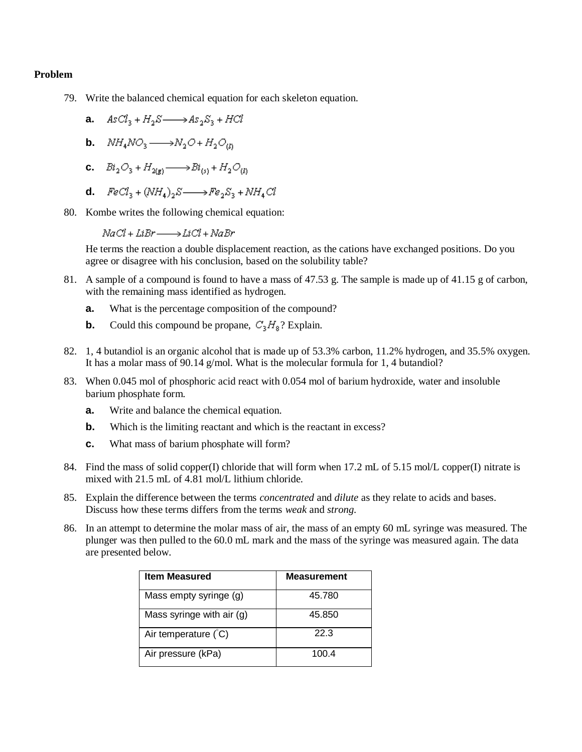**Problem**

79. Write the balanced chemical equation for each skeleton equation.

    **a.** $AsCl_3 + H_2S \longrightarrow As_2S_3 + HCl$

    **b.** $NH_4NO_3 \longrightarrow N_2O + H_2O_{(l)}$

    **c.** $Bi_2O_3 + H_{2(g)} \longrightarrow Bi_{(s)} + H_2O_{(l)}$

    **d.** $FeCl_3 + (NH_4)_2S \longrightarrow Fe_2S_3 + NH_4Cl$

80. Kombe writes the following chemical equation:

    $NaCl + LiBr \longrightarrow LiCl + NaBr$

    He terms the reaction a double displacement reaction, as the cations have exchanged positions. Do you agree or disagree with his conclusion, based on the solubility table?

81. A sample of a compound is found to have a mass of 47.53 g. The sample is made up of 41.15 g of carbon, with the remaining mass identified as hydrogen.

    **a.** What is the percentage composition of the compound?

    **b.** Could this compound be propane, $C_3H_8$? Explain.

82. 1, 4 butandiol is an organic alcohol that is made up of 53.3% carbon, 11.2% hydrogen, and 35.5% oxygen. It has a molar mass of 90.14 g/mol. What is the molecular formula for 1, 4 butandiol?

83. When 0.045 mol of phosphoric acid react with 0.054 mol of barium hydroxide, water and insoluble barium phosphate form.

    **a.** Write and balance the chemical equation.

    **b.** Which is the limiting reactant and which is the reactant in excess?

    **c.** What mass of barium phosphate will form?

84. Find the mass of solid copper(I) chloride that will form when 17.2 mL of 5.15 mol/L copper(I) nitrate is mixed with 21.5 mL of 4.81 mol/L lithium chloride.

85. Explain the difference between the terms *concentrated* and *dilute* as they relate to acids and bases. Discuss how these terms differs from the terms *weak* and *strong.*

86. In an attempt to determine the molar mass of air, the mass of an empty 60 mL syringe was measured. The plunger was then pulled to the 60.0 mL mark and the mass of the syringe was measured again. The data are presented below.

| Item Measured | Measurement |
|---|---|
| Mass empty syringe (g) | 45.780 |
| Mass syringe with air (g) | 45.850 |
| Air temperature (°C) | 22.3 |
| Air pressure (kPa) | 100.4 |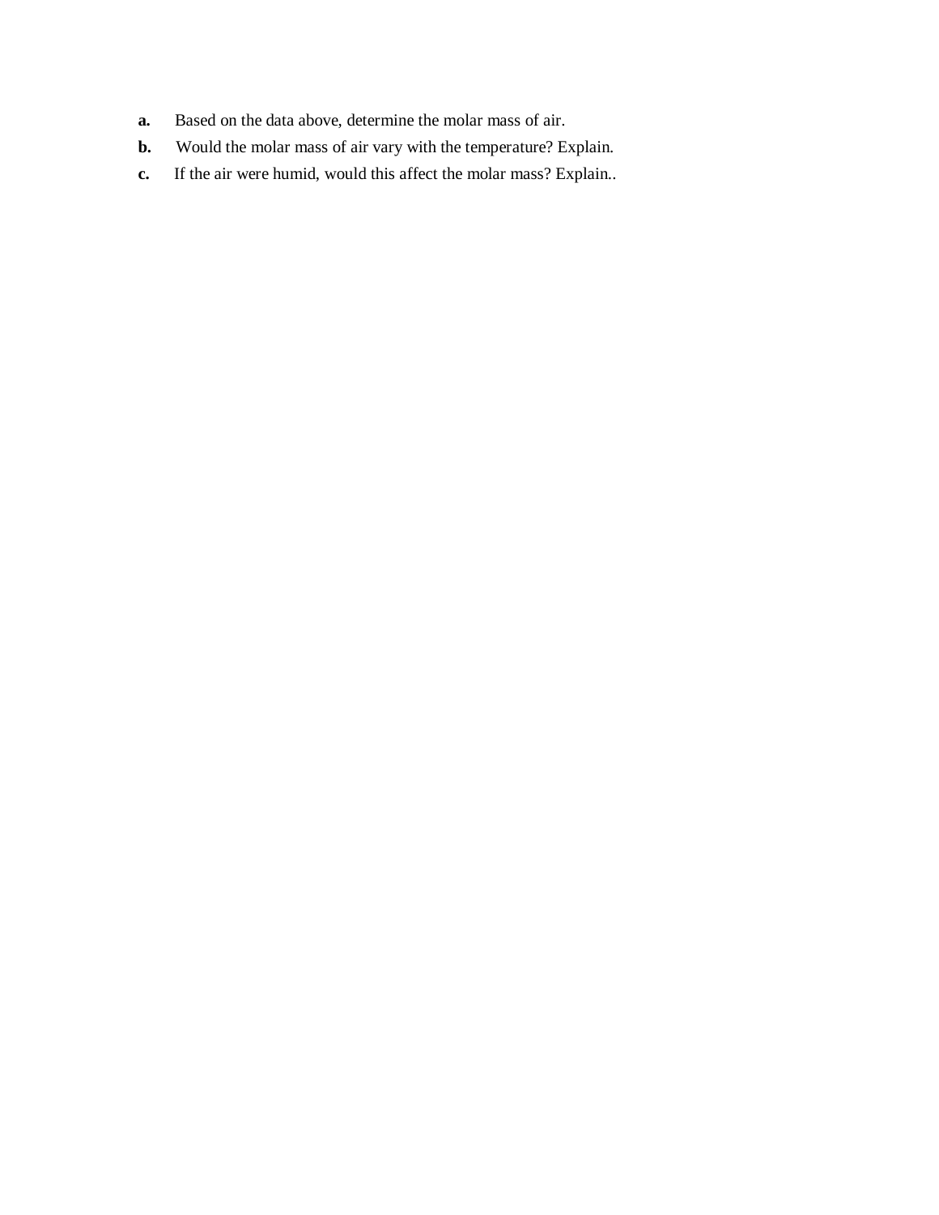**a.** Based on the data above, determine the molar mass of air.

**b.** Would the molar mass of air vary with the temperature? Explain.

**c.** If the air were humid, would this affect the molar mass? Explain..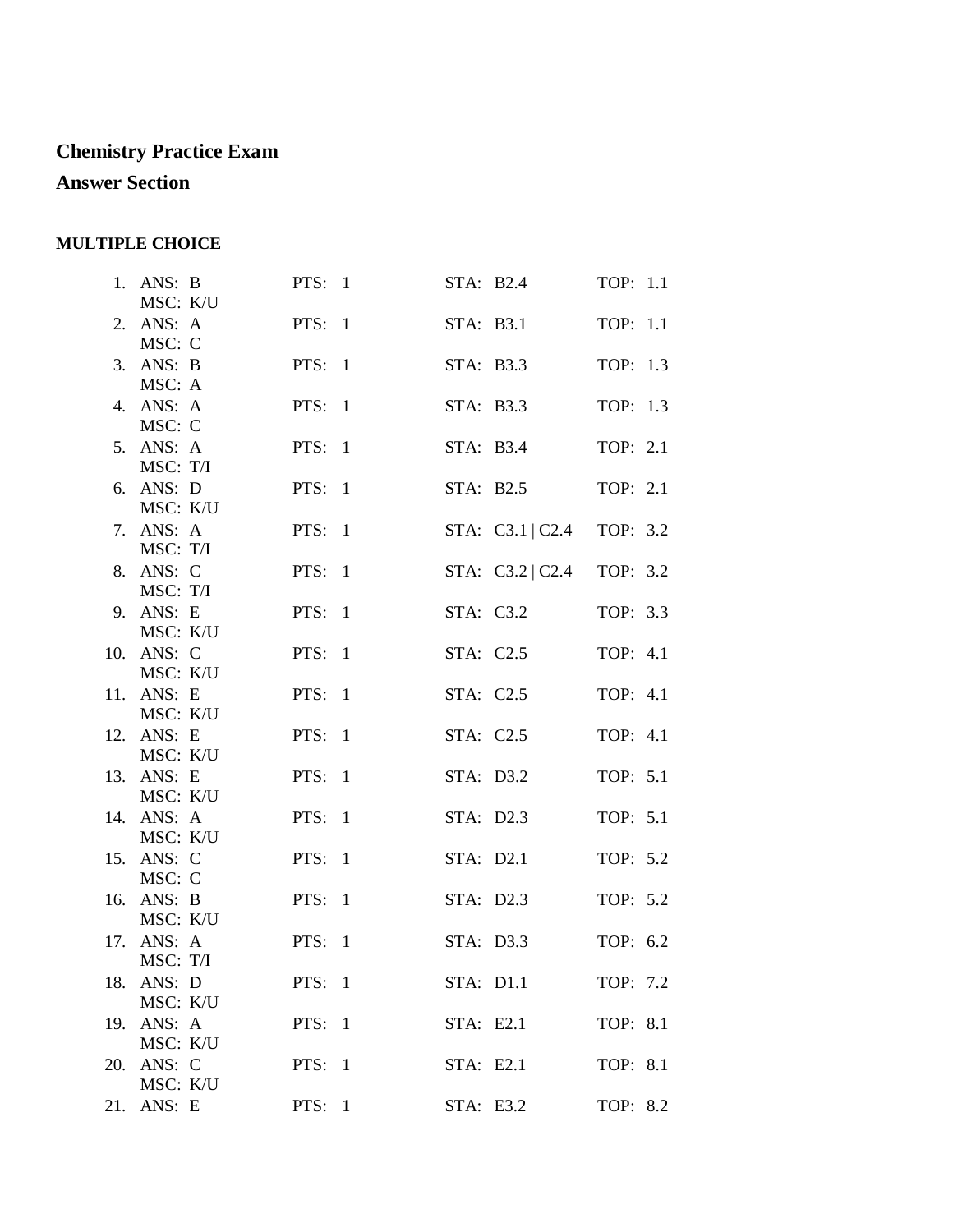# Chemistry Practice Exam

## Answer Section

### MULTIPLE CHOICE

| # | ANS | PTS | STA | TOP | MSC |
|---|---|---|---|---|---|
| 1. | B | 1 | B2.4 | 1.1 | K/U |
| 2. | A | 1 | B3.1 | 1.1 | C |
| 3. | B | 1 | B3.3 | 1.3 | A |
| 4. | A | 1 | B3.3 | 1.3 | C |
| 5. | A | 1 | B3.4 | 2.1 | T/I |
| 6. | D | 1 | B2.5 | 2.1 | K/U |
| 7. | A | 1 | C3.1 \| C2.4 | 3.2 | T/I |
| 8. | C | 1 | C3.2 \| C2.4 | 3.2 | T/I |
| 9. | E | 1 | C3.2 | 3.3 | K/U |
| 10. | C | 1 | C2.5 | 4.1 | K/U |
| 11. | E | 1 | C2.5 | 4.1 | K/U |
| 12. | E | 1 | C2.5 | 4.1 | K/U |
| 13. | E | 1 | D3.2 | 5.1 | K/U |
| 14. | A | 1 | D2.3 | 5.1 | K/U |
| 15. | C | 1 | D2.1 | 5.2 | C |
| 16. | B | 1 | D2.3 | 5.2 | K/U |
| 17. | A | 1 | D3.3 | 6.2 | T/I |
| 18. | D | 1 | D1.1 | 7.2 | K/U |
| 19. | A | 1 | E2.1 | 8.1 | K/U |
| 20. | C | 1 | E2.1 | 8.1 | K/U |
| 21. | E | 1 | E3.2 | 8.2 | |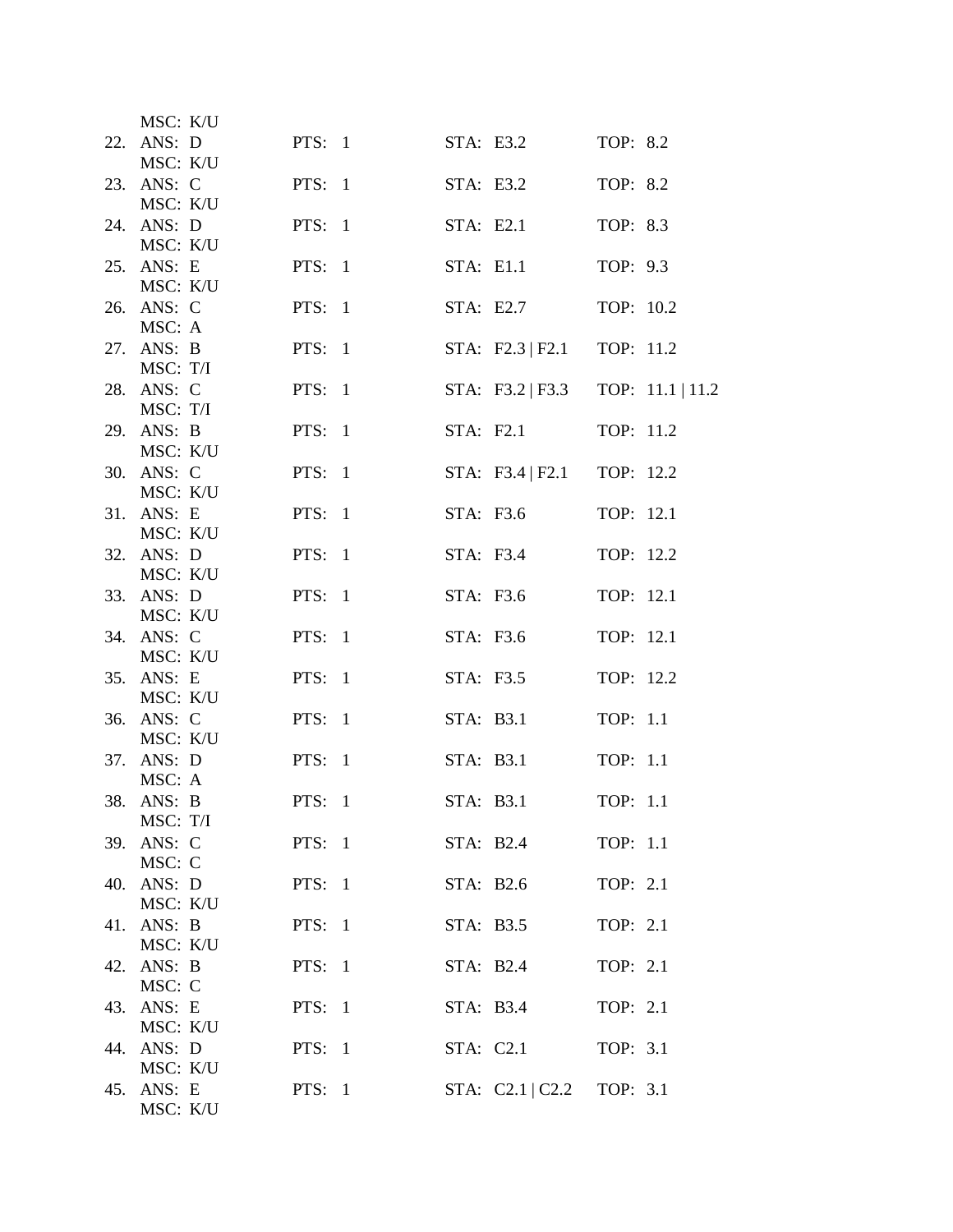MSC: K/U

22. ANS: D PTS: 1 STA: E3.2 TOP: 8.2
MSC: K/U
23. ANS: C PTS: 1 STA: E3.2 TOP: 8.2
MSC: K/U
24. ANS: D PTS: 1 STA: E2.1 TOP: 8.3
MSC: K/U
25. ANS: E PTS: 1 STA: E1.1 TOP: 9.3
MSC: K/U
26. ANS: C PTS: 1 STA: E2.7 TOP: 10.2
MSC: A
27. ANS: B PTS: 1 STA: F2.3 | F2.1 TOP: 11.2
MSC: T/I
28. ANS: C PTS: 1 STA: F3.2 | F3.3 TOP: 11.1 | 11.2
MSC: T/I
29. ANS: B PTS: 1 STA: F2.1 TOP: 11.2
MSC: K/U
30. ANS: C PTS: 1 STA: F3.4 | F2.1 TOP: 12.2
MSC: K/U
31. ANS: E PTS: 1 STA: F3.6 TOP: 12.1
MSC: K/U
32. ANS: D PTS: 1 STA: F3.4 TOP: 12.2
MSC: K/U
33. ANS: D PTS: 1 STA: F3.6 TOP: 12.1
MSC: K/U
34. ANS: C PTS: 1 STA: F3.6 TOP: 12.1
MSC: K/U
35. ANS: E PTS: 1 STA: F3.5 TOP: 12.2
MSC: K/U
36. ANS: C PTS: 1 STA: B3.1 TOP: 1.1
MSC: K/U
37. ANS: D PTS: 1 STA: B3.1 TOP: 1.1
MSC: A
38. ANS: B PTS: 1 STA: B3.1 TOP: 1.1
MSC: T/I
39. ANS: C PTS: 1 STA: B2.4 TOP: 1.1
MSC: C
40. ANS: D PTS: 1 STA: B2.6 TOP: 2.1
MSC: K/U
41. ANS: B PTS: 1 STA: B3.5 TOP: 2.1
MSC: K/U
42. ANS: B PTS: 1 STA: B2.4 TOP: 2.1
MSC: C
43. ANS: E PTS: 1 STA: B3.4 TOP: 2.1
MSC: K/U
44. ANS: D PTS: 1 STA: C2.1 TOP: 3.1
MSC: K/U
45. ANS: E PTS: 1 STA: C2.1 | C2.2 TOP: 3.1
MSC: K/U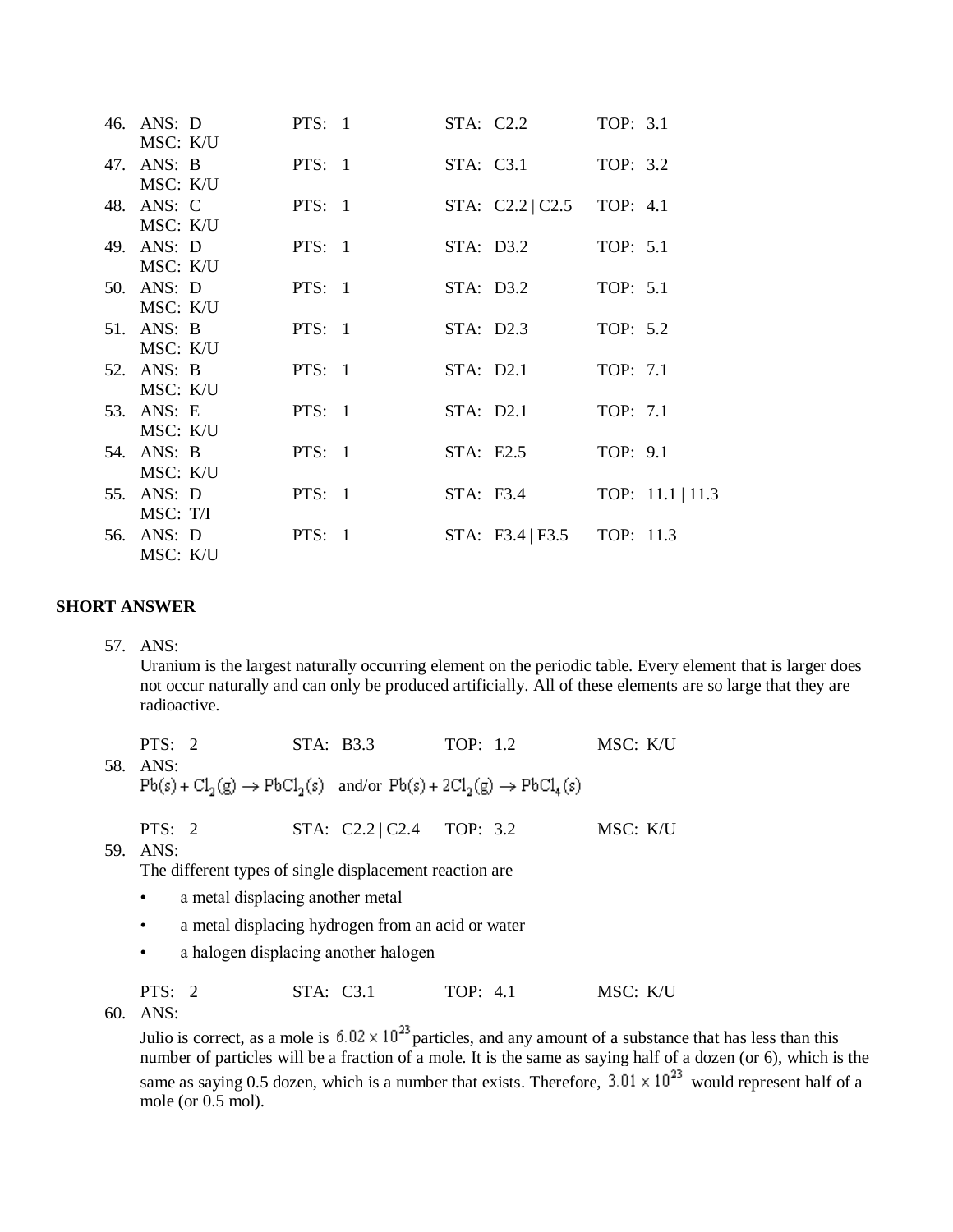46. ANS: D PTS: 1 STA: C2.2 TOP: 3.1
    MSC: K/U
47. ANS: B PTS: 1 STA: C3.1 TOP: 3.2
    MSC: K/U
48. ANS: C PTS: 1 STA: C2.2 | C2.5 TOP: 4.1
    MSC: K/U
49. ANS: D PTS: 1 STA: D3.2 TOP: 5.1
    MSC: K/U
50. ANS: D PTS: 1 STA: D3.2 TOP: 5.1
    MSC: K/U
51. ANS: B PTS: 1 STA: D2.3 TOP: 5.2
    MSC: K/U
52. ANS: B PTS: 1 STA: D2.1 TOP: 7.1
    MSC: K/U
53. ANS: E PTS: 1 STA: D2.1 TOP: 7.1
    MSC: K/U
54. ANS: B PTS: 1 STA: E2.5 TOP: 9.1
    MSC: K/U
55. ANS: D PTS: 1 STA: F3.4 TOP: 11.1 | 11.3
    MSC: T/I
56. ANS: D PTS: 1 STA: F3.4 | F3.5 TOP: 11.3
    MSC: K/U

## SHORT ANSWER

57. ANS:
    Uranium is the largest naturally occurring element on the periodic table. Every element that is larger does not occur naturally and can only be produced artificially. All of these elements are so large that they are radioactive.

    PTS: 2 STA: B3.3 TOP: 1.2 MSC: K/U

58. ANS:
    $Pb(s) + Cl_2(g) \rightarrow PbCl_2(s)$ and/or $Pb(s) + 2Cl_2(g) \rightarrow PbCl_4(s)$

    PTS: 2 STA: C2.2 | C2.4 TOP: 3.2 MSC: K/U

59. ANS:
    The different types of single displacement reaction are

    - a metal displacing another metal
    - a metal displacing hydrogen from an acid or water
    - a halogen displacing another halogen

    PTS: 2 STA: C3.1 TOP: 4.1 MSC: K/U

60. ANS:
    Julio is correct, as a mole is $6.02 \times 10^{23}$ particles, and any amount of a substance that has less than this number of particles will be a fraction of a mole. It is the same as saying half of a dozen (or 6), which is the same as saying 0.5 dozen, which is a number that exists. Therefore, $3.01 \times 10^{23}$ would represent half of a mole (or 0.5 mol).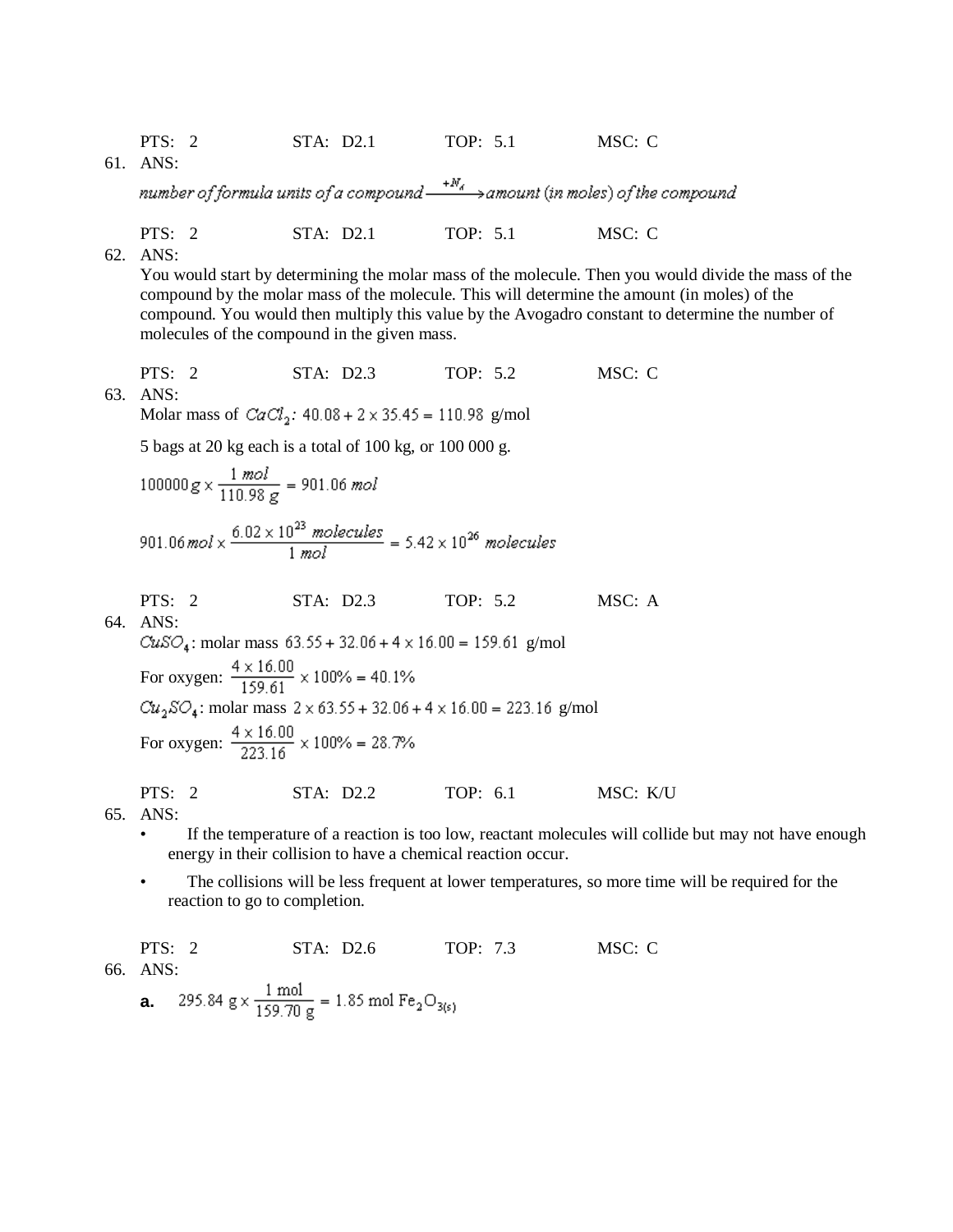PTS: 2 STA: D2.1 TOP: 5.1 MSC: C

61. ANS:

$$\textit{number of formula units of a compound} \xrightarrow{\div N_A} \textit{amount (in moles) of the compound}$$

PTS: 2 STA: D2.1 TOP: 5.1 MSC: C

62. ANS:

You would start by determining the molar mass of the molecule. Then you would divide the mass of the compound by the molar mass of the molecule. This will determine the amount (in moles) of the compound. You would then multiply this value by the Avogadro constant to determine the number of molecules of the compound in the given mass.

PTS: 2 STA: D2.3 TOP: 5.2 MSC: C

63. ANS:

Molar mass of $CaCl_2$: $40.08 + 2 \times 35.45 = 110.98$ g/mol

5 bags at 20 kg each is a total of 100 kg, or 100 000 g.

$$100000\,g \times \frac{1\,mol}{110.98\,g} = 901.06\,mol$$

$$901.06\,mol \times \frac{6.02 \times 10^{23}\,molecules}{1\,mol} = 5.42 \times 10^{26}\,molecules$$

PTS: 2 STA: D2.3 TOP: 5.2 MSC: A

64. ANS:

$CuSO_4$: molar mass $63.55 + 32.06 + 4 \times 16.00 = 159.61$ g/mol

For oxygen: $\frac{4 \times 16.00}{159.61} \times 100\% = 40.1\%$

$Cu_2SO_4$: molar mass $2 \times 63.55 + 32.06 + 4 \times 16.00 = 223.16$ g/mol

For oxygen: $\frac{4 \times 16.00}{223.16} \times 100\% = 28.7\%$

PTS: 2 STA: D2.2 TOP: 6.1 MSC: K/U

65. ANS:

- If the temperature of a reaction is too low, reactant molecules will collide but may not have enough energy in their collision to have a chemical reaction occur.
- The collisions will be less frequent at lower temperatures, so more time will be required for the reaction to go to completion.

PTS: 2 STA: D2.6 TOP: 7.3 MSC: C

66. ANS:

**a.** $295.84\text{ g} \times \frac{1\text{ mol}}{159.70\text{ g}} = 1.85\text{ mol } Fe_2O_{3(s)}$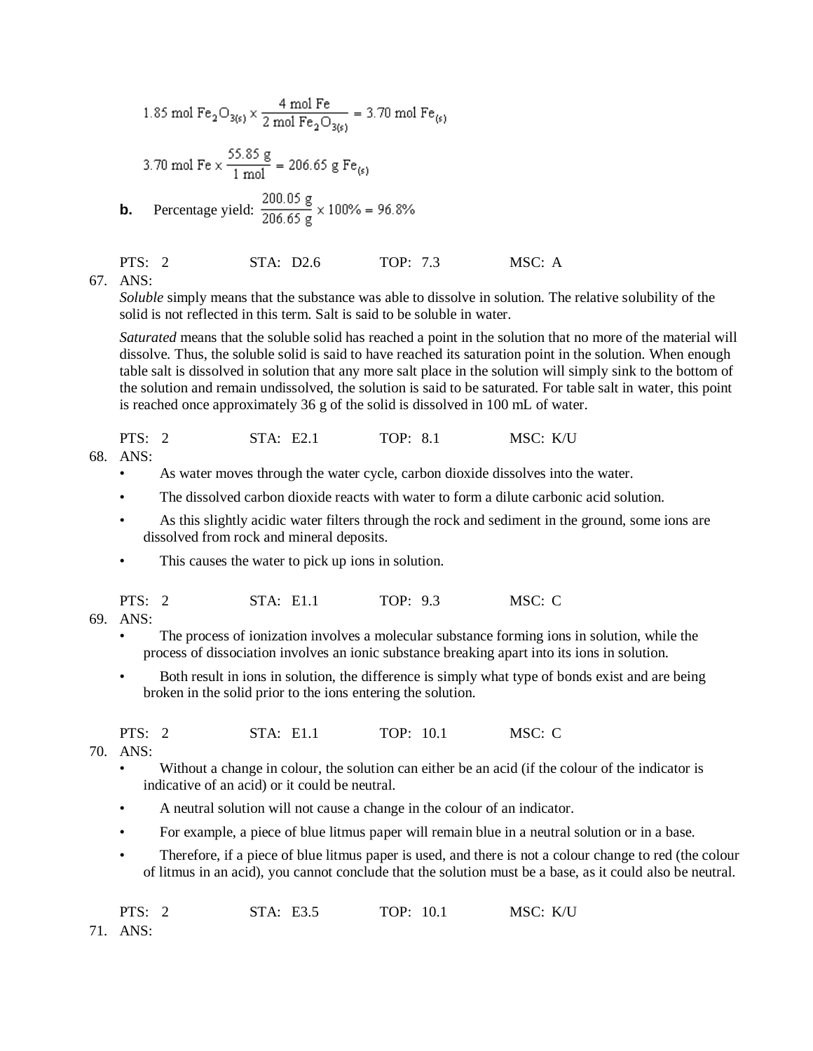$$1.85 \text{ mol } Fe_2O_{3(s)} \times \frac{4 \text{ mol Fe}}{2 \text{ mol } Fe_2O_{3(s)}} = 3.70 \text{ mol } Fe_{(s)}$$

$$3.70 \text{ mol Fe} \times \frac{55.85 \text{ g}}{1 \text{ mol}} = 206.65 \text{ g } Fe_{(s)}$$

**b.** Percentage yield: $\frac{200.05 \text{ g}}{206.65 \text{ g}} \times 100\% = 96.8\%$

PTS: 2 STA: D2.6 TOP: 7.3 MSC: A

67. ANS:

*Soluble* simply means that the substance was able to dissolve in solution. The relative solubility of the solid is not reflected in this term. Salt is said to be soluble in water.

*Saturated* means that the soluble solid has reached a point in the solution that no more of the material will dissolve. Thus, the soluble solid is said to have reached its saturation point in the solution. When enough table salt is dissolved in solution that any more salt place in the solution will simply sink to the bottom of the solution and remain undissolved, the solution is said to be saturated. For table salt in water, this point is reached once approximately 36 g of the solid is dissolved in 100 mL of water.

PTS: 2 STA: E2.1 TOP: 8.1 MSC: K/U

68. ANS:

- As water moves through the water cycle, carbon dioxide dissolves into the water.
- The dissolved carbon dioxide reacts with water to form a dilute carbonic acid solution.
- As this slightly acidic water filters through the rock and sediment in the ground, some ions are dissolved from rock and mineral deposits.
- This causes the water to pick up ions in solution.

PTS: 2 STA: E1.1 TOP: 9.3 MSC: C

69. ANS:

- The process of ionization involves a molecular substance forming ions in solution, while the process of dissociation involves an ionic substance breaking apart into its ions in solution.
- Both result in ions in solution, the difference is simply what type of bonds exist and are being broken in the solid prior to the ions entering the solution.

PTS: 2 STA: E1.1 TOP: 10.1 MSC: C

70. ANS:

- Without a change in colour, the solution can either be an acid (if the colour of the indicator is indicative of an acid) or it could be neutral.
- A neutral solution will not cause a change in the colour of an indicator.
- For example, a piece of blue litmus paper will remain blue in a neutral solution or in a base.
- Therefore, if a piece of blue litmus paper is used, and there is not a colour change to red (the colour of litmus in an acid), you cannot conclude that the solution must be a base, as it could also be neutral.

PTS: 2 STA: E3.5 TOP: 10.1 MSC: K/U

71. ANS: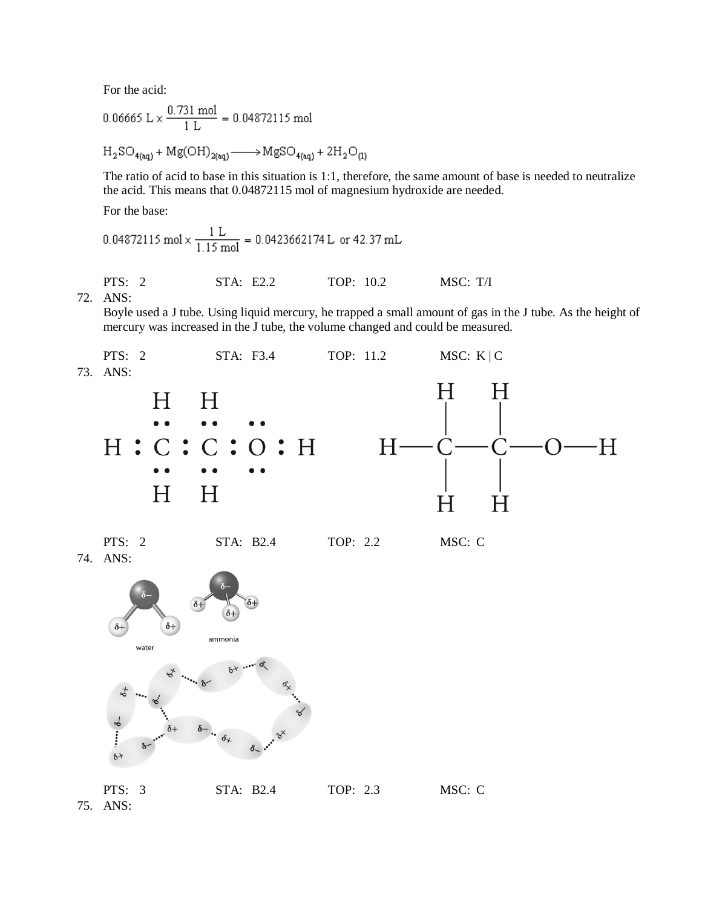For the acid:

$$0.06665\ \text{L} \times \frac{0.731\ \text{mol}}{1\ \text{L}} = 0.04872115\ \text{mol}$$

$$H_2SO_{4(aq)} + Mg(OH)_{2(aq)} \longrightarrow MgSO_{4(aq)} + 2H_2O_{(l)}$$

The ratio of acid to base in this situation is 1:1, therefore, the same amount of base is needed to neutralize the acid. This means that 0.04872115 mol of magnesium hydroxide are needed.

For the base:

$$0.04872115\ \text{mol} \times \frac{1\ \text{L}}{1.15\ \text{mol}} = 0.0423662174\ \text{L} \text{ or } 42.37\ \text{mL}$$

PTS: 2 STA: E2.2 TOP: 10.2 MSC: T/I

72. ANS:

Boyle used a J tube. Using liquid mercury, he trapped a small amount of gas in the J tube. As the height of mercury was increased in the J tube, the volume changed and could be measured.

PTS: 2 STA: F3.4 TOP: 11.2 MSC: K | C

73. ANS:

PTS: 2 STA: B2.4 TOP: 2.2 MSC: C

74. ANS:

PTS: 3 STA: B2.4 TOP: 2.3 MSC: C

75. ANS: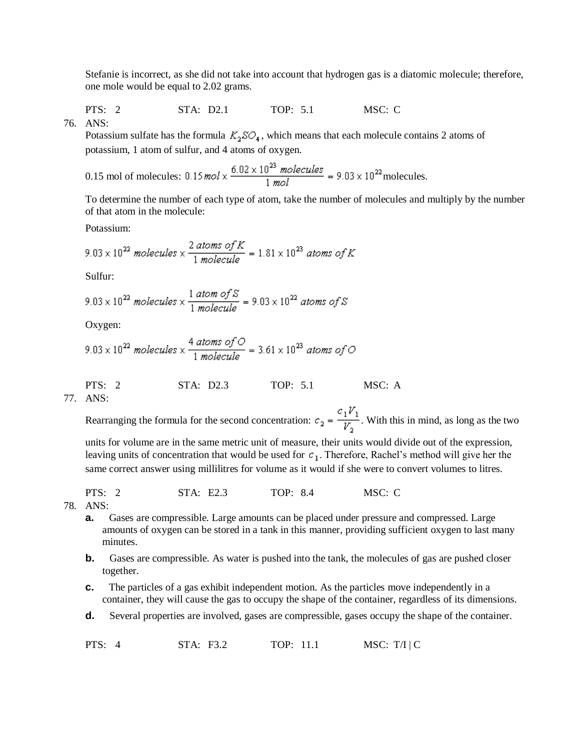Stefanie is incorrect, as she did not take into account that hydrogen gas is a diatomic molecule; therefore, one mole would be equal to 2.02 grams.

PTS: 2 STA: D2.1 TOP: 5.1 MSC: C

76. ANS:

Potassium sulfate has the formula $K_2SO_4$, which means that each molecule contains 2 atoms of potassium, 1 atom of sulfur, and 4 atoms of oxygen.

0.15 mol of molecules: $0.15\,mol \times \frac{6.02 \times 10^{23}\ molecules}{1\ mol} = 9.03 \times 10^{22}$ molecules.

To determine the number of each type of atom, take the number of molecules and multiply by the number of that atom in the molecule:

Potassium:

$$9.03 \times 10^{22}\ molecules \times \frac{2\ atoms\ of\ K}{1\ molecule} = 1.81 \times 10^{23}\ atoms\ of\ K$$

Sulfur:

$$9.03 \times 10^{22}\ molecules \times \frac{1\ atom\ of\ S}{1\ molecule} = 9.03 \times 10^{22}\ atoms\ of\ S$$

Oxygen:

$$9.03 \times 10^{22}\ molecules \times \frac{4\ atoms\ of\ O}{1\ molecule} = 3.61 \times 10^{23}\ atoms\ of\ O$$

PTS: 2 STA: D2.3 TOP: 5.1 MSC: A

77. ANS:

Rearranging the formula for the second concentration: $c_2 = \frac{c_1 V_1}{V_2}$. With this in mind, as long as the two units for volume are in the same metric unit of measure, their units would divide out of the expression, leaving units of concentration that would be used for $c_1$. Therefore, Rachel's method will give her the same correct answer using millilitres for volume as it would if she were to convert volumes to litres.

PTS: 2 STA: E2.3 TOP: 8.4 MSC: C

78. ANS:

**a.** Gases are compressible. Large amounts can be placed under pressure and compressed. Large amounts of oxygen can be stored in a tank in this manner, providing sufficient oxygen to last many minutes.

**b.** Gases are compressible. As water is pushed into the tank, the molecules of gas are pushed closer together.

**c.** The particles of a gas exhibit independent motion. As the particles move independently in a container, they will cause the gas to occupy the shape of the container, regardless of its dimensions.

**d.** Several properties are involved, gases are compressible, gases occupy the shape of the container.

PTS: 4 STA: F3.2 TOP: 11.1 MSC: T/I | C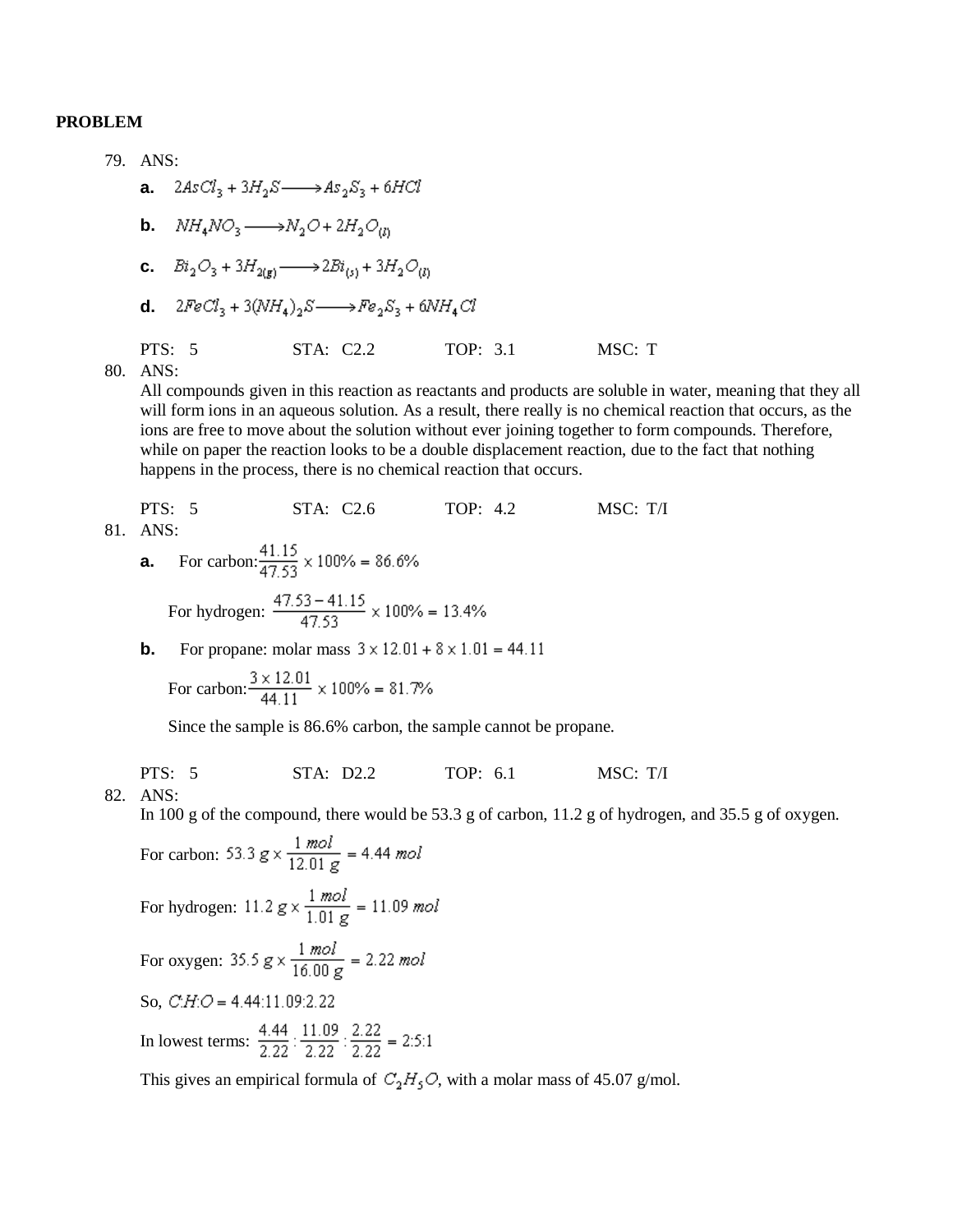**PROBLEM**

79. ANS:

**a.** $2AsCl_3 + 3H_2S \longrightarrow As_2S_3 + 6HCl$

**b.** $NH_4NO_3 \longrightarrow N_2O + 2H_2O_{(l)}$

**c.** $Bi_2O_3 + 3H_{2(g)} \longrightarrow 2Bi_{(s)} + 3H_2O_{(l)}$

**d.** $2FeCl_3 + 3(NH_4)_2S \longrightarrow Fe_2S_3 + 6NH_4Cl$

PTS: 5    STA: C2.2    TOP: 3.1    MSC: T

80. ANS:

All compounds given in this reaction as reactants and products are soluble in water, meaning that they all will form ions in an aqueous solution. As a result, there really is no chemical reaction that occurs, as the ions are free to move about the solution without ever joining together to form compounds. Therefore, while on paper the reaction looks to be a double displacement reaction, due to the fact that nothing happens in the process, there is no chemical reaction that occurs.

PTS: 5    STA: C2.6    TOP: 4.2    MSC: T/I

81. ANS:

**a.** For carbon: $\frac{41.15}{47.53} \times 100\% = 86.6\%$

For hydrogen: $\frac{47.53 - 41.15}{47.53} \times 100\% = 13.4\%$

**b.** For propane: molar mass $3 \times 12.01 + 8 \times 1.01 = 44.11$

For carbon: $\frac{3 \times 12.01}{44.11} \times 100\% = 81.7\%$

Since the sample is 86.6% carbon, the sample cannot be propane.

PTS: 5    STA: D2.2    TOP: 6.1    MSC: T/I

82. ANS:

In 100 g of the compound, there would be 53.3 g of carbon, 11.2 g of hydrogen, and 35.5 g of oxygen.

For carbon: $53.3\ g \times \frac{1\ mol}{12.01\ g} = 4.44\ mol$

For hydrogen: $11.2\ g \times \frac{1\ mol}{1.01\ g} = 11.09\ mol$

For oxygen: $35.5\ g \times \frac{1\ mol}{16.00\ g} = 2.22\ mol$

So, $C{:}H{:}O = 4.44{:}11.09{:}2.22$

In lowest terms: $\frac{4.44}{2.22} : \frac{11.09}{2.22} : \frac{2.22}{2.22} = 2{:}5{:}1$

This gives an empirical formula of $C_2H_5O$, with a molar mass of 45.07 g/mol.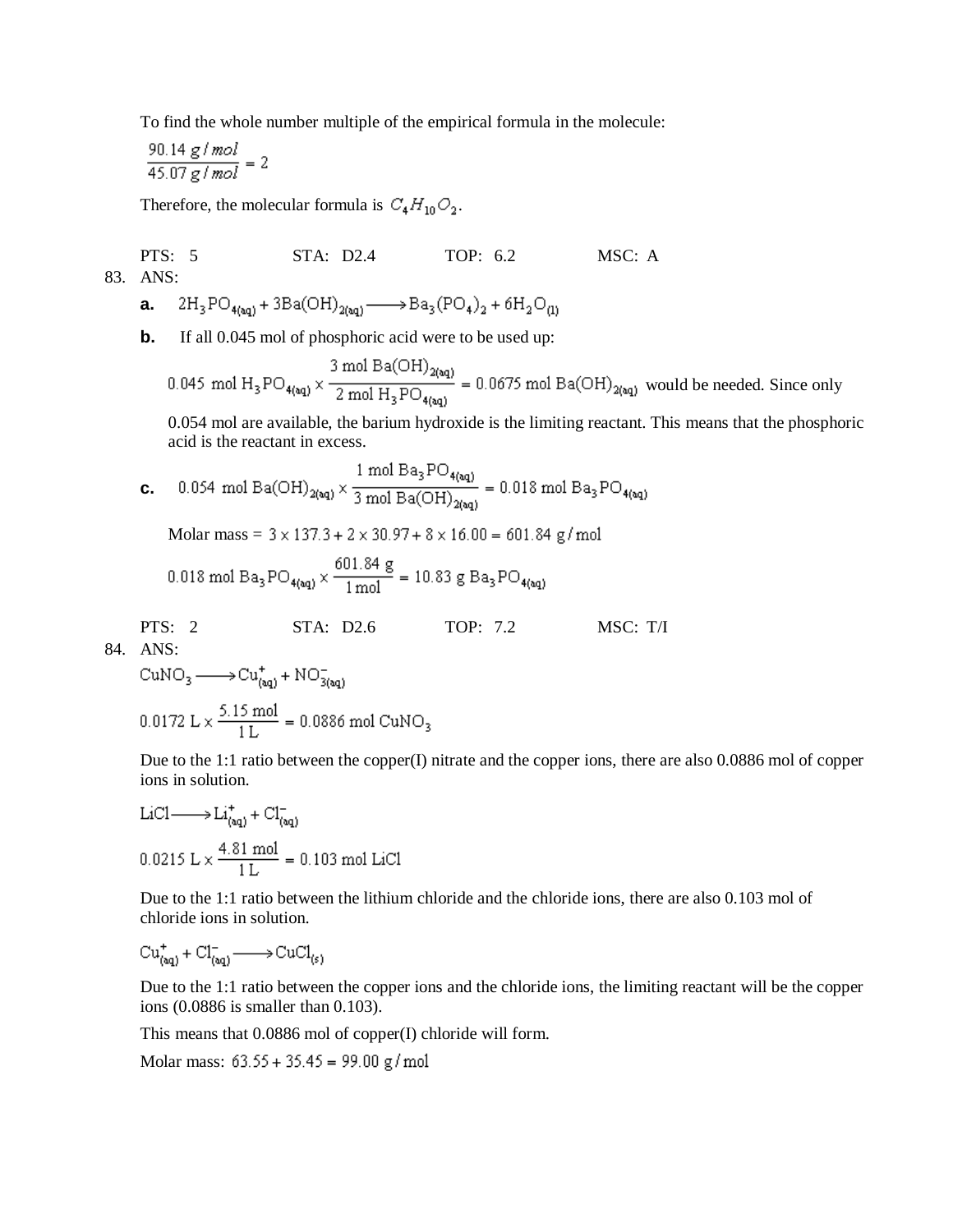To find the whole number multiple of the empirical formula in the molecule:

$$\frac{90.14\ g/mol}{45.07\ g/mol} = 2$$

Therefore, the molecular formula is $C_4H_{10}O_2$.

PTS: 5 STA: D2.4 TOP: 6.2 MSC: A

83. ANS:

**a.** $2H_3PO_{4(aq)} + 3Ba(OH)_{2(aq)} \longrightarrow Ba_3(PO_4)_2 + 6H_2O_{(l)}$

**b.** If all 0.045 mol of phosphoric acid were to be used up:

$0.045\ \text{mol}\ H_3PO_{4(aq)} \times \dfrac{3\ \text{mol}\ Ba(OH)_{2(aq)}}{2\ \text{mol}\ H_3PO_{4(aq)}} = 0.0675\ \text{mol}\ Ba(OH)_{2(aq)}$ would be needed. Since only 0.054 mol are available, the barium hydroxide is the limiting reactant. This means that the phosphoric acid is the reactant in excess.

**c.** $0.054\ \text{mol}\ Ba(OH)_{2(aq)} \times \dfrac{1\ \text{mol}\ Ba_3PO_{4(aq)}}{3\ \text{mol}\ Ba(OH)_{2(aq)}} = 0.018\ \text{mol}\ Ba_3PO_{4(aq)}$

Molar mass $= 3 \times 137.3 + 2 \times 30.97 + 8 \times 16.00 = 601.84\ \text{g/mol}$

$0.018\ \text{mol}\ Ba_3PO_{4(aq)} \times \dfrac{601.84\ \text{g}}{1\ \text{mol}} = 10.83\ \text{g}\ Ba_3PO_{4(aq)}$

PTS: 2 STA: D2.6 TOP: 7.2 MSC: T/I

84. ANS:

$CuNO_3 \longrightarrow Cu^+_{(aq)} + NO^-_{3(aq)}$

$0.0172\ \text{L} \times \dfrac{5.15\ \text{mol}}{1\ \text{L}} = 0.0886\ \text{mol}\ CuNO_3$

Due to the 1:1 ratio between the copper(I) nitrate and the copper ions, there are also 0.0886 mol of copper ions in solution.

$LiCl \longrightarrow Li^+_{(aq)} + Cl^-_{(aq)}$

$0.0215\ \text{L} \times \dfrac{4.81\ \text{mol}}{1\ \text{L}} = 0.103\ \text{mol}\ LiCl$

Due to the 1:1 ratio between the lithium chloride and the chloride ions, there are also 0.103 mol of chloride ions in solution.

$Cu^+_{(aq)} + Cl^-_{(aq)} \longrightarrow CuCl_{(s)}$

Due to the 1:1 ratio between the copper ions and the chloride ions, the limiting reactant will be the copper ions (0.0886 is smaller than 0.103).

This means that 0.0886 mol of copper(I) chloride will form.

Molar mass: $63.55 + 35.45 = 99.00\ \text{g/mol}$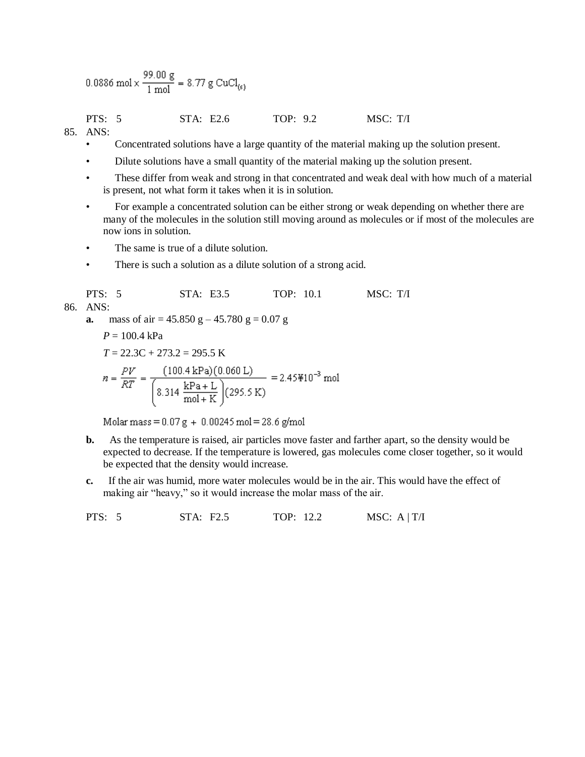$$0.0886 \text{ mol} \times \frac{99.00 \text{ g}}{1 \text{ mol}} = 8.77 \text{ g } CuCl_{(s)}$$

PTS: 5 STA: E2.6 TOP: 9.2 MSC: T/I

85. ANS:

- Concentrated solutions have a large quantity of the material making up the solution present.
- Dilute solutions have a small quantity of the material making up the solution present.
- These differ from weak and strong in that concentrated and weak deal with how much of a material is present, not what form it takes when it is in solution.
- For example a concentrated solution can be either strong or weak depending on whether there are many of the molecules in the solution still moving around as molecules or if most of the molecules are now ions in solution.
- The same is true of a dilute solution.
- There is such a solution as a dilute solution of a strong acid.

PTS: 5 STA: E3.5 TOP: 10.1 MSC: T/I

86. ANS:

**a.** mass of air = 45.850 g – 45.780 g = 0.07 g

$P$ = 100.4 kPa

$T$ = 22.3C + 273.2 = 295.5 K

$$n = \frac{PV}{RT} = \frac{(100.4 \text{ kPa})(0.060 \text{ L})}{\left(8.314 \frac{\text{kPa} + \text{L}}{\text{mol} + \text{K}}\right)(295.5 \text{ K})} = 2.45¥10^{-3} \text{ mol}$$

Molar mass = 0.07 g + 0.00245 mol = 28.6 g/mol

**b.** As the temperature is raised, air particles move faster and farther apart, so the density would be expected to decrease. If the temperature is lowered, gas molecules come closer together, so it would be expected that the density would increase.

**c.** If the air was humid, more water molecules would be in the air. This would have the effect of making air "heavy," so it would increase the molar mass of the air.

PTS: 5 STA: F2.5 TOP: 12.2 MSC: A | T/I